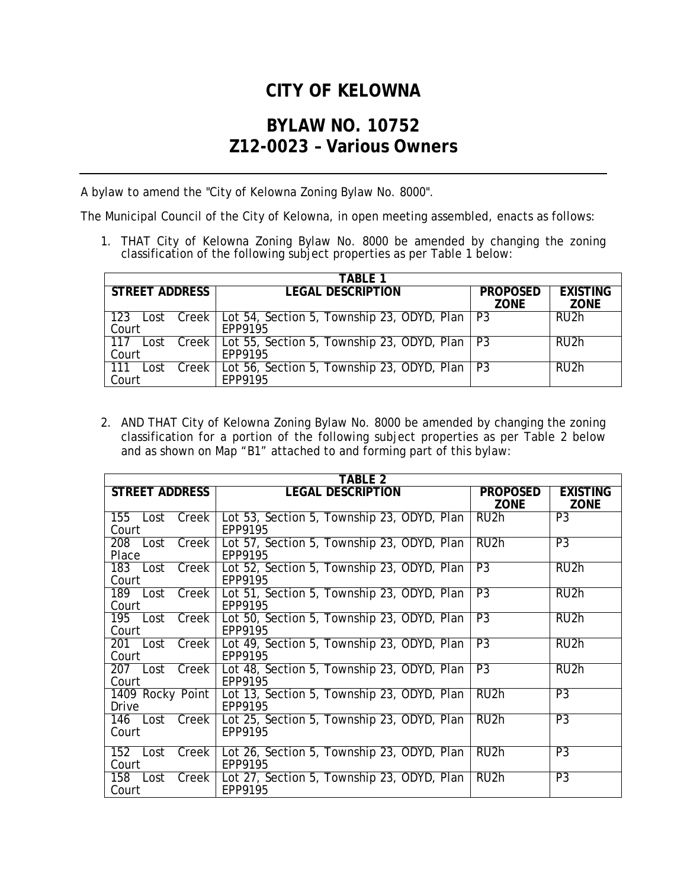# CITY OF KELOWNA

## BYLAW NO. 10752
## Z12-0023 – Various Owners

---

A bylaw to amend the "City of Kelowna Zoning Bylaw No. 8000".

The Municipal Council of the City of Kelowna, in open meeting assembled, enacts as follows:

1. THAT City of Kelowna Zoning Bylaw No. 8000 be amended by changing the zoning classification of the following subject properties as per Table 1 below:

| TABLE 1 | | | |
|---|---|---|---|
| **STREET ADDRESS** | **LEGAL DESCRIPTION** | **PROPOSED ZONE** | **EXISTING ZONE** |
| 123 Lost Creek Court | Lot 54, Section 5, Township 23, ODYD, Plan EPP9195 | P3 | RU2h |
| 117 Lost Creek Court | Lot 55, Section 5, Township 23, ODYD, Plan EPP9195 | P3 | RU2h |
| 111 Lost Creek Court | Lot 56, Section 5, Township 23, ODYD, Plan EPP9195 | P3 | RU2h |

2. AND THAT City of Kelowna Zoning Bylaw No. 8000 be amended by changing the zoning classification for a portion of the following subject properties as per Table 2 below and as shown on Map "B1" attached to and forming part of this bylaw:

| TABLE 2 | | | |
|---|---|---|---|
| **STREET ADDRESS** | **LEGAL DESCRIPTION** | **PROPOSED ZONE** | **EXISTING ZONE** |
| 155 Lost Creek Court | Lot 53, Section 5, Township 23, ODYD, Plan EPP9195 | RU2h | P3 |
| 208 Lost Creek Place | Lot 57, Section 5, Township 23, ODYD, Plan EPP9195 | RU2h | P3 |
| 183 Lost Creek Court | Lot 52, Section 5, Township 23, ODYD, Plan EPP9195 | P3 | RU2h |
| 189 Lost Creek Court | Lot 51, Section 5, Township 23, ODYD, Plan EPP9195 | P3 | RU2h |
| 195 Lost Creek Court | Lot 50, Section 5, Township 23, ODYD, Plan EPP9195 | P3 | RU2h |
| 201 Lost Creek Court | Lot 49, Section 5, Township 23, ODYD, Plan EPP9195 | P3 | RU2h |
| 207 Lost Creek Court | Lot 48, Section 5, Township 23, ODYD, Plan EPP9195 | P3 | RU2h |
| 1409 Rocky Point Drive | Lot 13, Section 5, Township 23, ODYD, Plan EPP9195 | RU2h | P3 |
| 146 Lost Creek Court | Lot 25, Section 5, Township 23, ODYD, Plan EPP9195 | RU2h | P3 |
| 152 Lost Creek Court | Lot 26, Section 5, Township 23, ODYD, Plan EPP9195 | RU2h | P3 |
| 158 Lost Creek Court | Lot 27, Section 5, Township 23, ODYD, Plan EPP9195 | RU2h | P3 |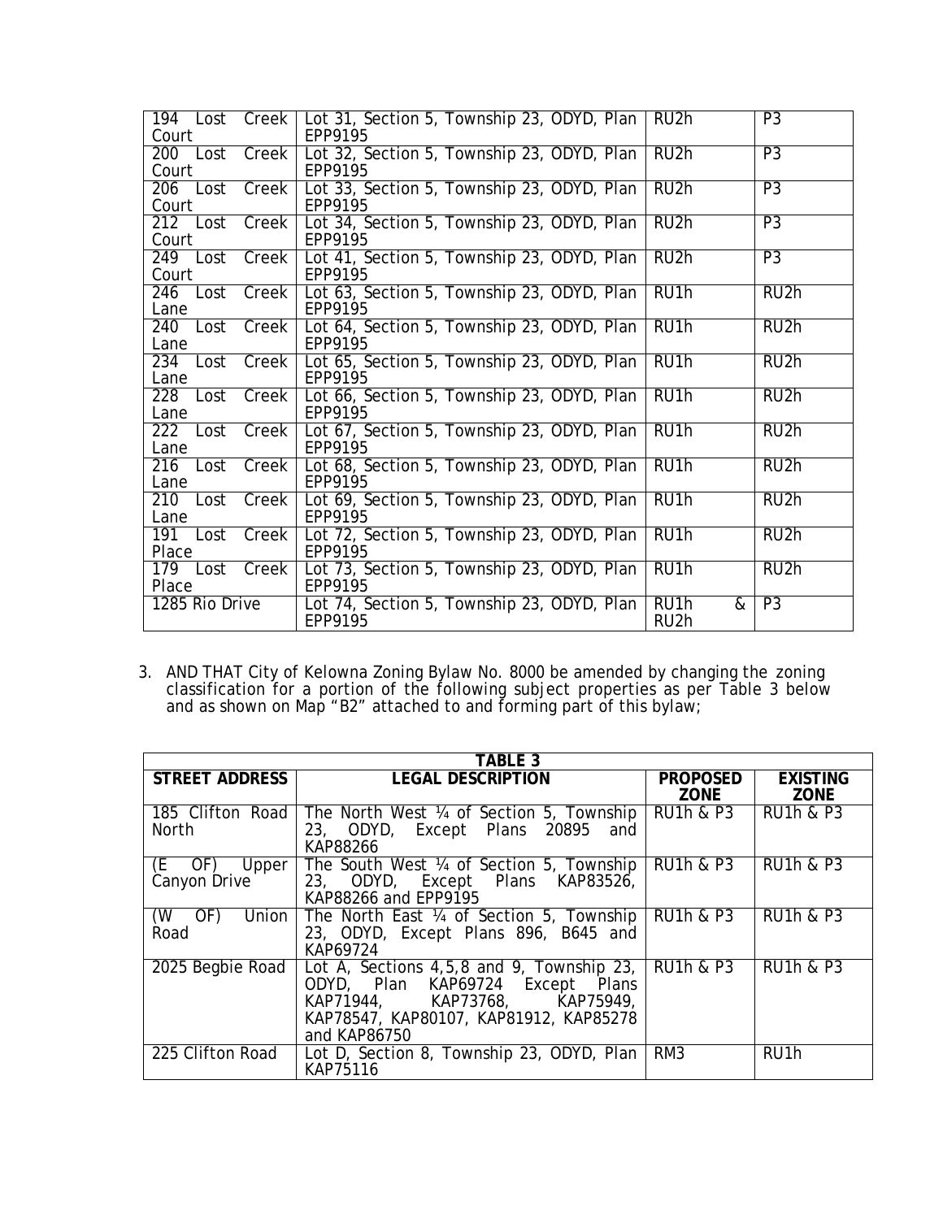| | | | |
|---|---|---|---|
| 194 Lost Creek Court | Lot 31, Section 5, Township 23, ODYD, Plan EPP9195 | RU2h | P3 |
| 200 Lost Creek Court | Lot 32, Section 5, Township 23, ODYD, Plan EPP9195 | RU2h | P3 |
| 206 Lost Creek Court | Lot 33, Section 5, Township 23, ODYD, Plan EPP9195 | RU2h | P3 |
| 212 Lost Creek Court | Lot 34, Section 5, Township 23, ODYD, Plan EPP9195 | RU2h | P3 |
| 249 Lost Creek Court | Lot 41, Section 5, Township 23, ODYD, Plan EPP9195 | RU2h | P3 |
| 246 Lost Creek Lane | Lot 63, Section 5, Township 23, ODYD, Plan EPP9195 | RU1h | RU2h |
| 240 Lost Creek Lane | Lot 64, Section 5, Township 23, ODYD, Plan EPP9195 | RU1h | RU2h |
| 234 Lost Creek Lane | Lot 65, Section 5, Township 23, ODYD, Plan EPP9195 | RU1h | RU2h |
| 228 Lost Creek Lane | Lot 66, Section 5, Township 23, ODYD, Plan EPP9195 | RU1h | RU2h |
| 222 Lost Creek Lane | Lot 67, Section 5, Township 23, ODYD, Plan EPP9195 | RU1h | RU2h |
| 216 Lost Creek Lane | Lot 68, Section 5, Township 23, ODYD, Plan EPP9195 | RU1h | RU2h |
| 210 Lost Creek Lane | Lot 69, Section 5, Township 23, ODYD, Plan EPP9195 | RU1h | RU2h |
| 191 Lost Creek Place | Lot 72, Section 5, Township 23, ODYD, Plan EPP9195 | RU1h | RU2h |
| 179 Lost Creek Place | Lot 73, Section 5, Township 23, ODYD, Plan EPP9195 | RU1h | RU2h |
| 1285 Rio Drive | Lot 74, Section 5, Township 23, ODYD, Plan EPP9195 | RU1h & RU2h | P3 |

3. AND THAT City of Kelowna Zoning Bylaw No. 8000 be amended by changing the zoning classification for a portion of the following subject properties as per Table 3 below and as shown on Map "B2" attached to and forming part of this bylaw;

| **TABLE 3** | | | |
|---|---|---|---|
| **STREET ADDRESS** | **LEGAL DESCRIPTION** | **PROPOSED ZONE** | **EXISTING ZONE** |
| 185 Clifton Road North | The North West ¼ of Section 5, Township 23, ODYD, Except Plans 20895 and KAP88266 | RU1h & P3 | RU1h & P3 |
| (E OF) Upper Canyon Drive | The South West ¼ of Section 5, Township 23, ODYD, Except Plans KAP83526, KAP88266 and EPP9195 | RU1h & P3 | RU1h & P3 |
| (W OF) Union Road | The North East ¼ of Section 5, Township 23, ODYD, Except Plans 896, B645 and KAP69724 | RU1h & P3 | RU1h & P3 |
| 2025 Begbie Road | Lot A, Sections 4,5,8 and 9, Township 23, ODYD, Plan KAP69724 Except Plans KAP71944, KAP73768, KAP75949, KAP78547, KAP80107, KAP81912, KAP85278 and KAP86750 | RU1h & P3 | RU1h & P3 |
| 225 Clifton Road | Lot D, Section 8, Township 23, ODYD, Plan KAP75116 | RM3 | RU1h |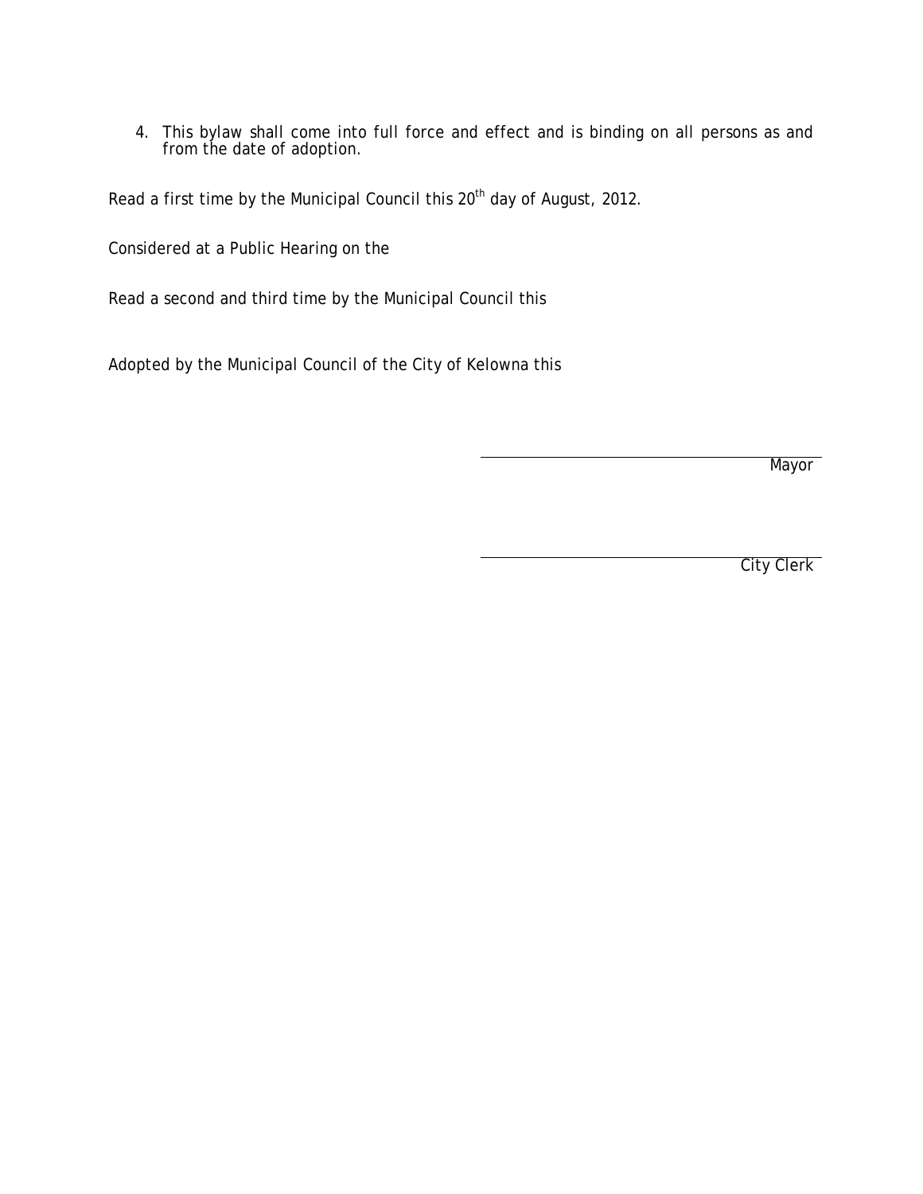4. This bylaw shall come into full force and effect and is binding on all persons as and from the date of adoption.

Read a first time by the Municipal Council this 20th day of August, 2012.

Considered at a Public Hearing on the

Read a second and third time by the Municipal Council this

Adopted by the Municipal Council of the City of Kelowna this

Mayor

City Clerk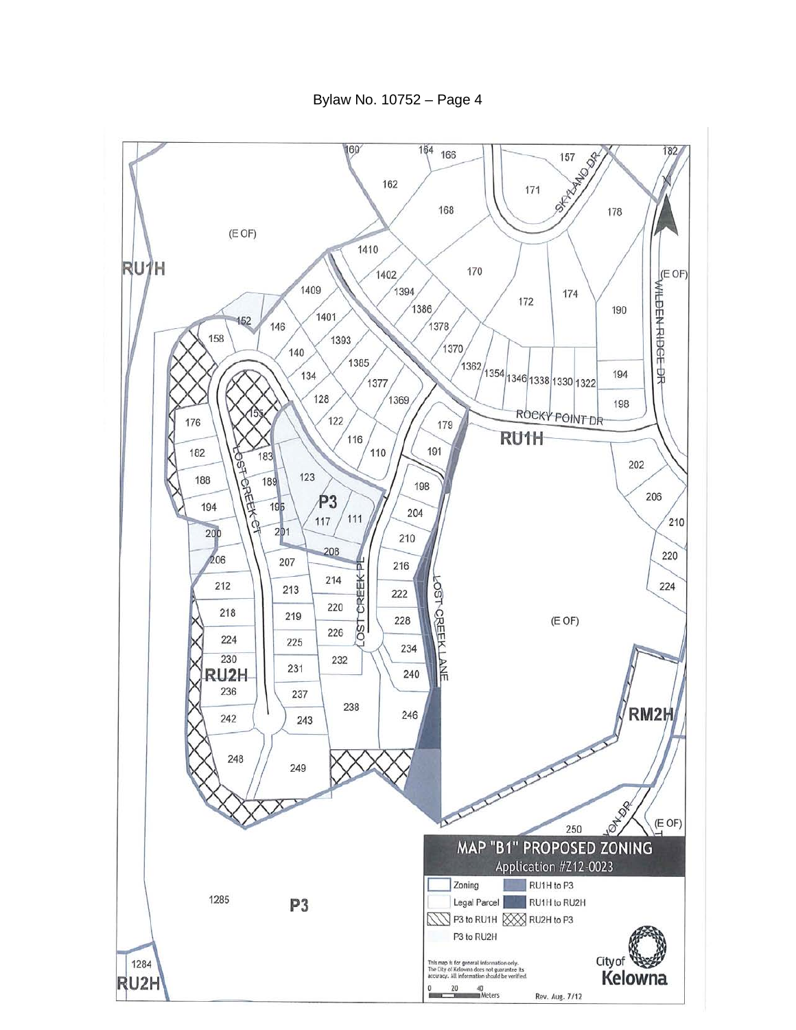Bylaw No. 10752 – Page 4

MAP "B1" PROPOSED ZONING

Application #Z12-0023

- Zoning
- Legal Parcel
- P3 to RU1H
- P3 to RU2H
- RU1H to P3
- RU1H to RU2H
- RU2H to P3

This map is for general information only. The City of Kelowna does not guarantee its accuracy. All information should be verified.

0 20 40 Meters

Rev. Aug. 7/12

City of Kelowna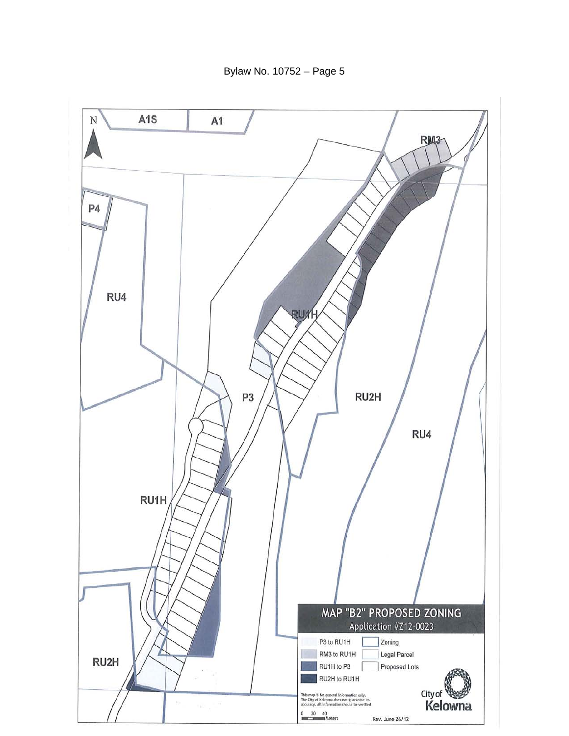N

A1S

A1

RM3

P4

RU4

RU1H

P3

RU2H

RU4

RU1H

RU2H

MAP "B2" PROPOSED ZONING

Application #Z12-0023

P3 to RU1H

RM3 to RU1H

RU1H to P3

RU2H to RU1H

Zoning

Legal Parcel

Proposed Lots

This map is for general information only. The City of Kelowna does not guarantee its accuracy. All information should be verified.

0 20 40 Meters

Rev. June 26/12

City of Kelowna